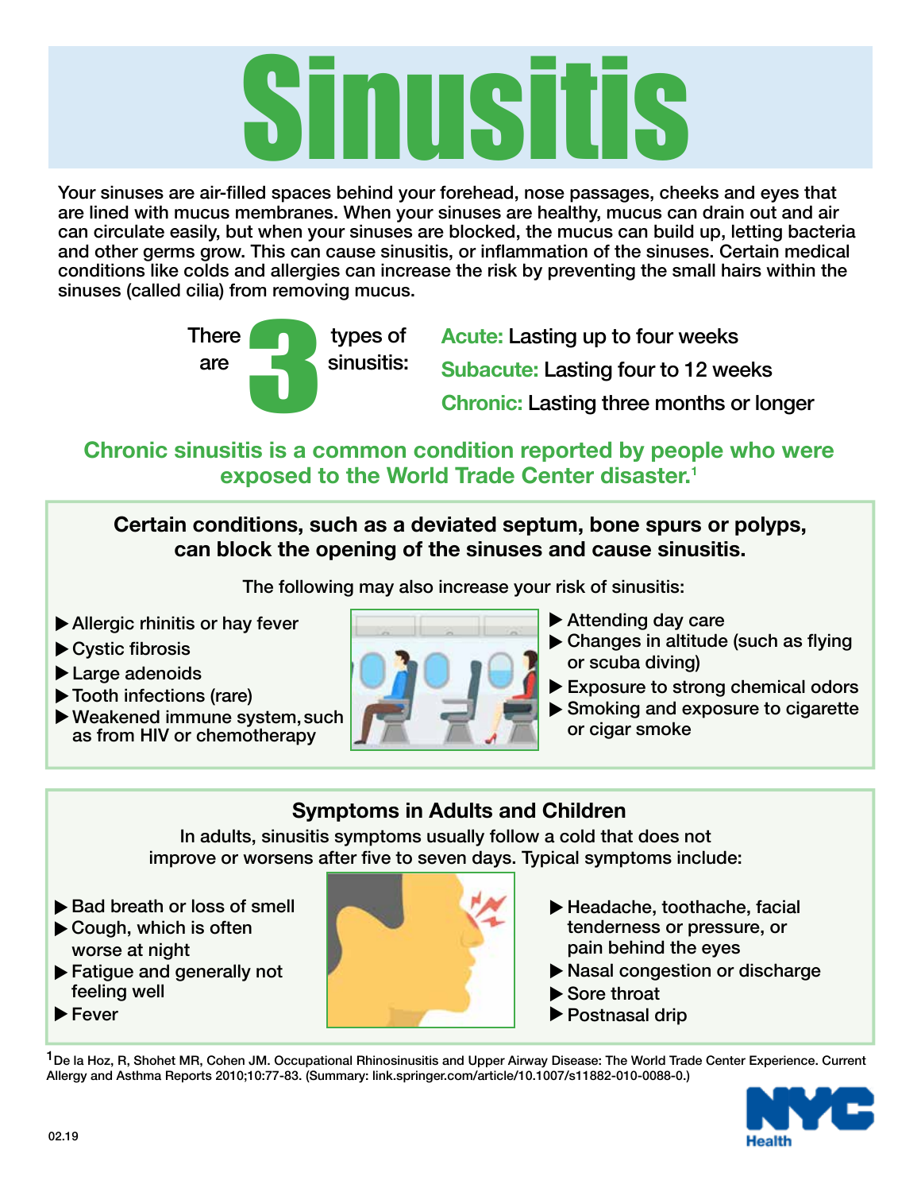# Sinusitis

Your sinuses are air-filled spaces behind your forehead, nose passages, cheeks and eyes that are lined with mucus membranes. When your sinuses are healthy, mucus can drain out and air can circulate easily, but when your sinuses are blocked, the mucus can build up, letting bacteria and other germs grow. This can cause sinusitis, or inflammation of the sinuses. Certain medical conditions like colds and allergies can increase the risk by preventing the small hairs within the sinuses (called cilia) from removing mucus.

There are **3** types of sinusitis:

- **Acute:** Lasting up to four weeks
- **Subacute:** Lasting four to 12 weeks
- **Chronic:** Lasting three months or longer

**Chronic sinusitis is a common condition reported by people who were exposed to the World Trade Center disaster.[1]**

### Certain conditions, such as a deviated septum, bone spurs or polyps, can block the opening of the sinuses and cause sinusitis.

The following may also increase your risk of sinusitis:

- Allergic rhinitis or hay fever
- Cystic fibrosis
- Large adenoids
- Tooth infections (rare)
- Weakened immune system, such as from HIV or chemotherapy
- Attending day care
- Changes in altitude (such as flying or scuba diving)
- Exposure to strong chemical odors
- Smoking and exposure to cigarette or cigar smoke

### Symptoms in Adults and Children

In adults, sinusitis symptoms usually follow a cold that does not improve or worsens after five to seven days. Typical symptoms include:

- Bad breath or loss of smell
- Cough, which is often worse at night
- Fatigue and generally not feeling well
- Fever
- Headache, toothache, facial tenderness or pressure, or pain behind the eyes
- Nasal congestion or discharge
- Sore throat
- Postnasal drip

[1] De la Hoz, R, Shohet MR, Cohen JM. Occupational Rhinosinusitis and Upper Airway Disease: The World Trade Center Experience. Current Allergy and Asthma Reports 2010;10:77-83. (Summary: link.springer.com/article/10.1007/s11882-010-0088-0.)

02.19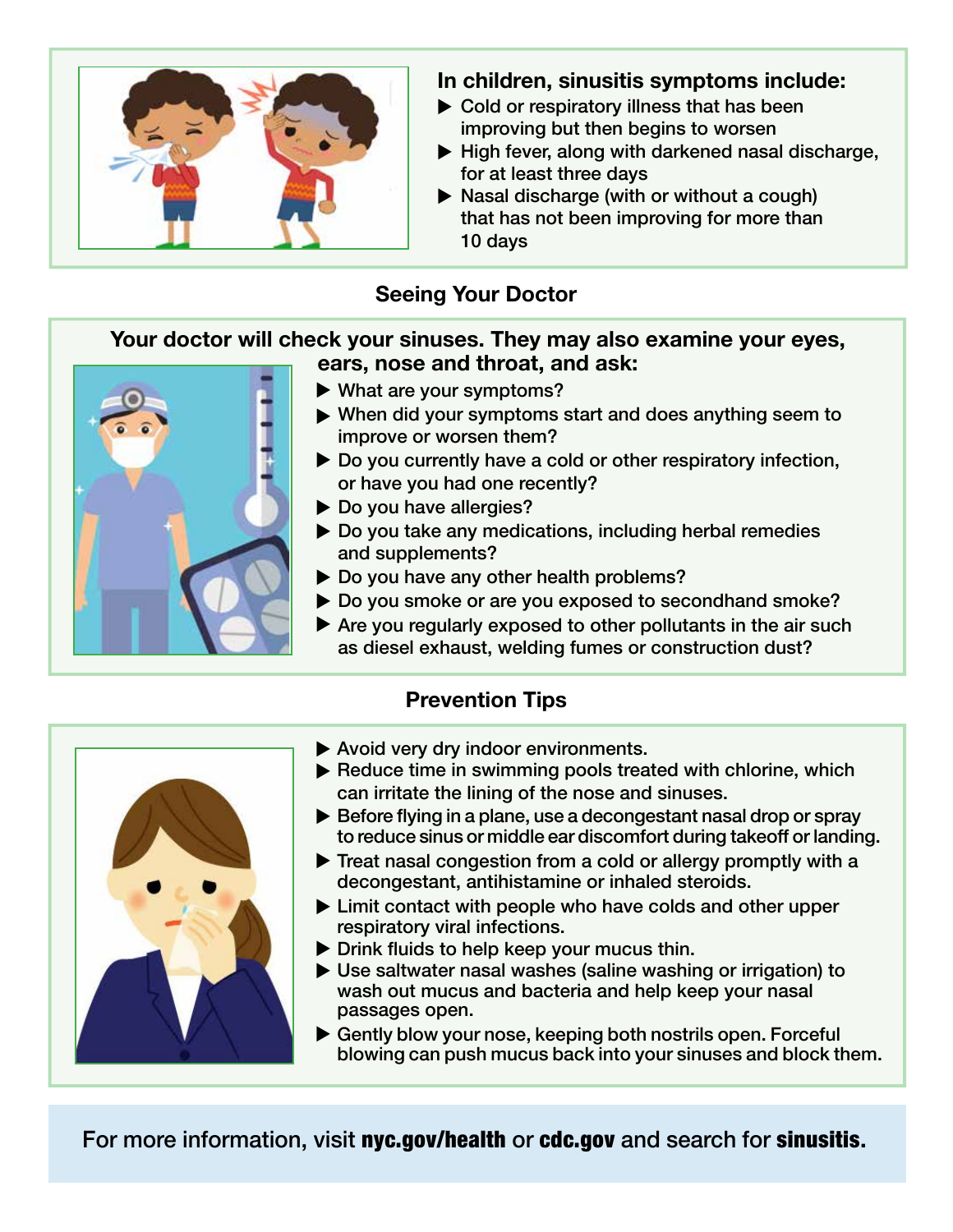**In children, sinusitis symptoms include:**

- Cold or respiratory illness that has been improving but then begins to worsen
- High fever, along with darkened nasal discharge, for at least three days
- Nasal discharge (with or without a cough) that has not been improving for more than 10 days

## Seeing Your Doctor

**Your doctor will check your sinuses. They may also examine your eyes, ears, nose and throat, and ask:**

- What are your symptoms?
- When did your symptoms start and does anything seem to improve or worsen them?
- Do you currently have a cold or other respiratory infection, or have you had one recently?
- Do you have allergies?
- Do you take any medications, including herbal remedies and supplements?
- Do you have any other health problems?
- Do you smoke or are you exposed to secondhand smoke?
- Are you regularly exposed to other pollutants in the air such as diesel exhaust, welding fumes or construction dust?

## Prevention Tips

- Avoid very dry indoor environments.
- Reduce time in swimming pools treated with chlorine, which can irritate the lining of the nose and sinuses.
- Before flying in a plane, use a decongestant nasal drop or spray to reduce sinus or middle ear discomfort during takeoff or landing.
- Treat nasal congestion from a cold or allergy promptly with a decongestant, antihistamine or inhaled steroids.
- Limit contact with people who have colds and other upper respiratory viral infections.
- Drink fluids to help keep your mucus thin.
- Use saltwater nasal washes (saline washing or irrigation) to wash out mucus and bacteria and help keep your nasal passages open.
- Gently blow your nose, keeping both nostrils open. Forceful blowing can push mucus back into your sinuses and block them.

For more information, visit **nyc.gov/health** or **cdc.gov** and search for **sinusitis.**